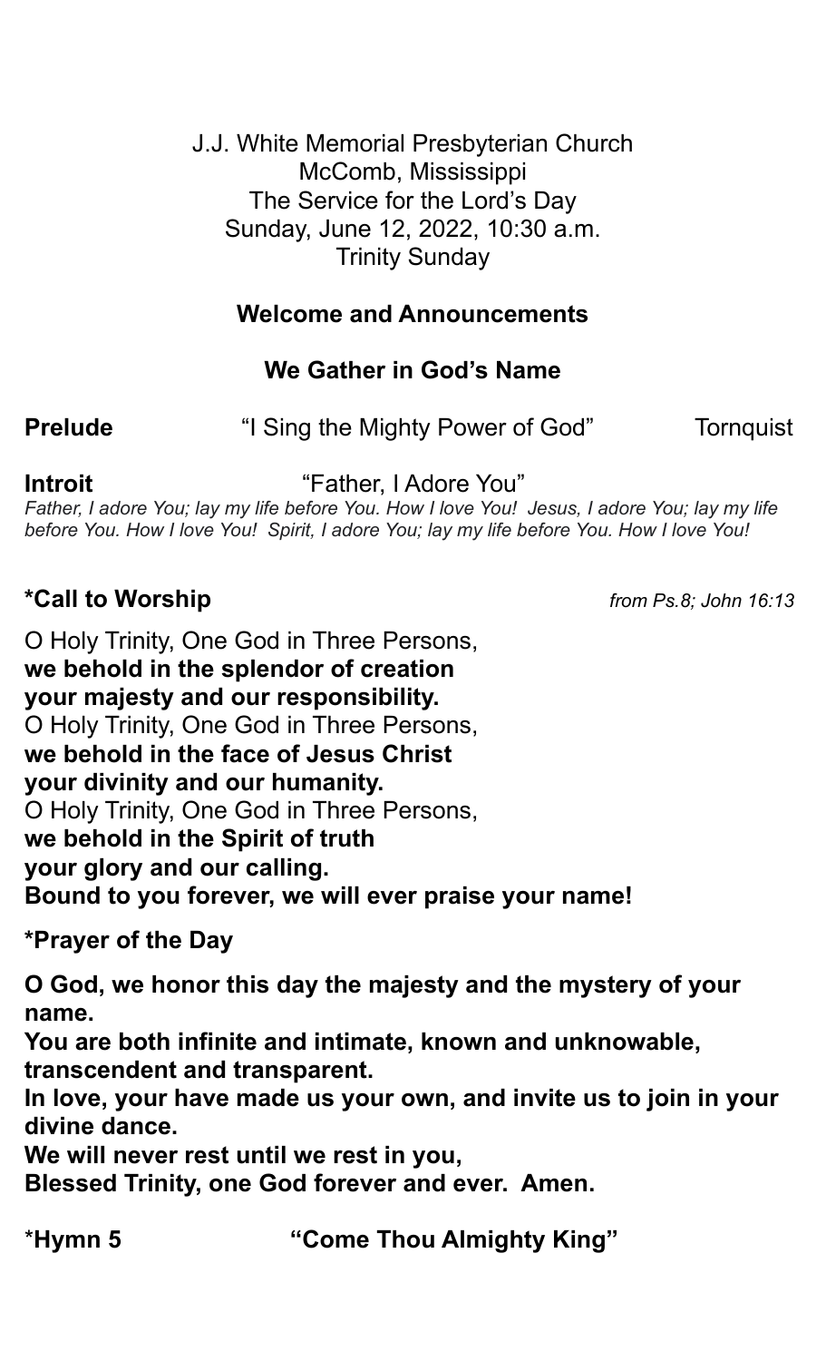J.J. White Memorial Presbyterian Church
McComb, Mississippi
The Service for the Lord's Day
Sunday, June 12, 2022, 10:30 a.m.
Trinity Sunday

**Welcome and Announcements**

**We Gather in God's Name**

**Prelude** "I Sing the Mighty Power of God" Tornquist

**Introit** "Father, I Adore You"

*Father, I adore You; lay my life before You. How I love You! Jesus, I adore You; lay my life before You. How I love You! Spirit, I adore You; lay my life before You. How I love You!*

**\*Call to Worship** *from Ps.8; John 16:13*

O Holy Trinity, One God in Three Persons,
**we behold in the splendor of creation**
**your majesty and our responsibility.**
O Holy Trinity, One God in Three Persons,
**we behold in the face of Jesus Christ**
**your divinity and our humanity.**
O Holy Trinity, One God in Three Persons,
**we behold in the Spirit of truth**
**your glory and our calling.**
**Bound to you forever, we will ever praise your name!**

**\*Prayer of the Day**

**O God, we honor this day the majesty and the mystery of your name.**
**You are both infinite and intimate, known and unknowable, transcendent and transparent.**
**In love, your have made us your own, and invite us to join in your divine dance.**
**We will never rest until we rest in you,**
**Blessed Trinity, one God forever and ever. Amen.**

\***Hymn 5** **"Come Thou Almighty King"**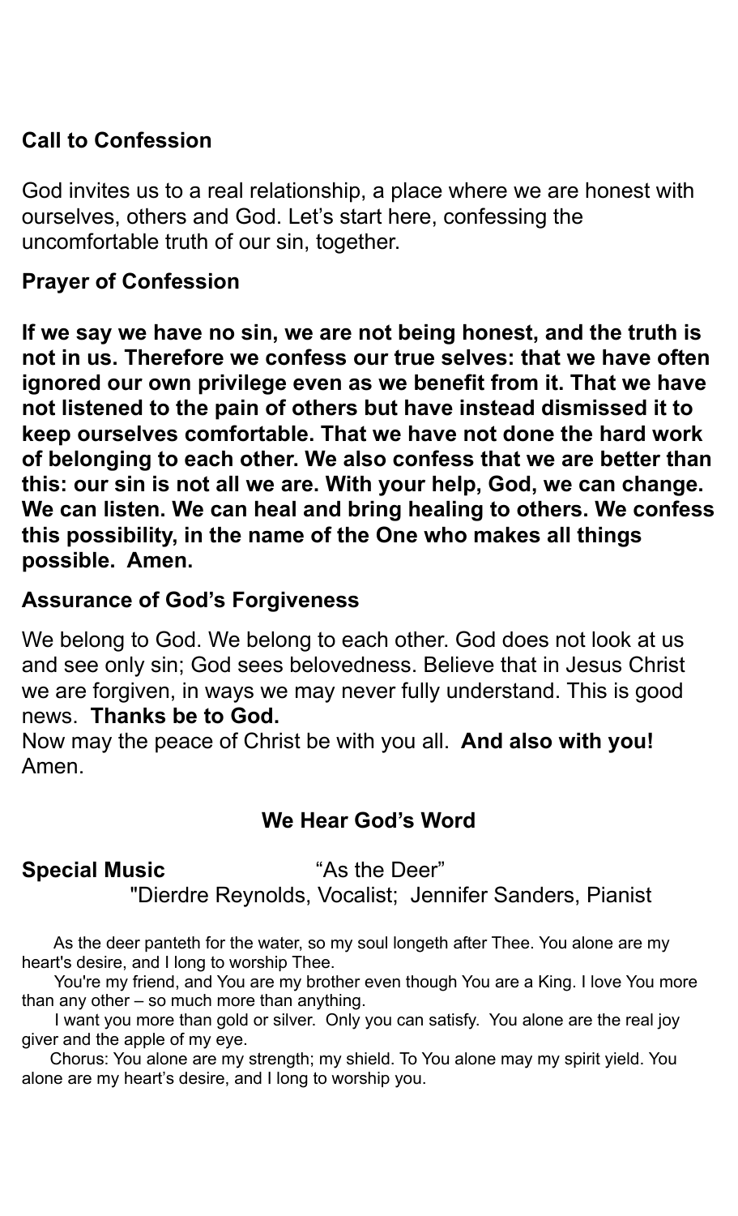**Call to Confession**

God invites us to a real relationship, a place where we are honest with ourselves, others and God. Let's start here, confessing the uncomfortable truth of our sin, together.

**Prayer of Confession**

**If we say we have no sin, we are not being honest, and the truth is not in us. Therefore we confess our true selves: that we have often ignored our own privilege even as we benefit from it. That we have not listened to the pain of others but have instead dismissed it to keep ourselves comfortable. That we have not done the hard work of belonging to each other. We also confess that we are better than this: our sin is not all we are. With your help, God, we can change. We can listen. We can heal and bring healing to others. We confess this possibility, in the name of the One who makes all things possible. Amen.**

**Assurance of God's Forgiveness**

We belong to God. We belong to each other. God does not look at us and see only sin; God sees belovedness. Believe that in Jesus Christ we are forgiven, in ways we may never fully understand. This is good news. **Thanks be to God.**
Now may the peace of Christ be with you all. **And also with you!** Amen.

## We Hear God's Word

**Special Music** "As the Deer"
"Dierdre Reynolds, Vocalist; Jennifer Sanders, Pianist

As the deer panteth for the water, so my soul longeth after Thee. You alone are my heart's desire, and I long to worship Thee.

You're my friend, and You are my brother even though You are a King. I love You more than any other – so much more than anything.

I want you more than gold or silver. Only you can satisfy. You alone are the real joy giver and the apple of my eye.

Chorus: You alone are my strength; my shield. To You alone may my spirit yield. You alone are my heart's desire, and I long to worship you.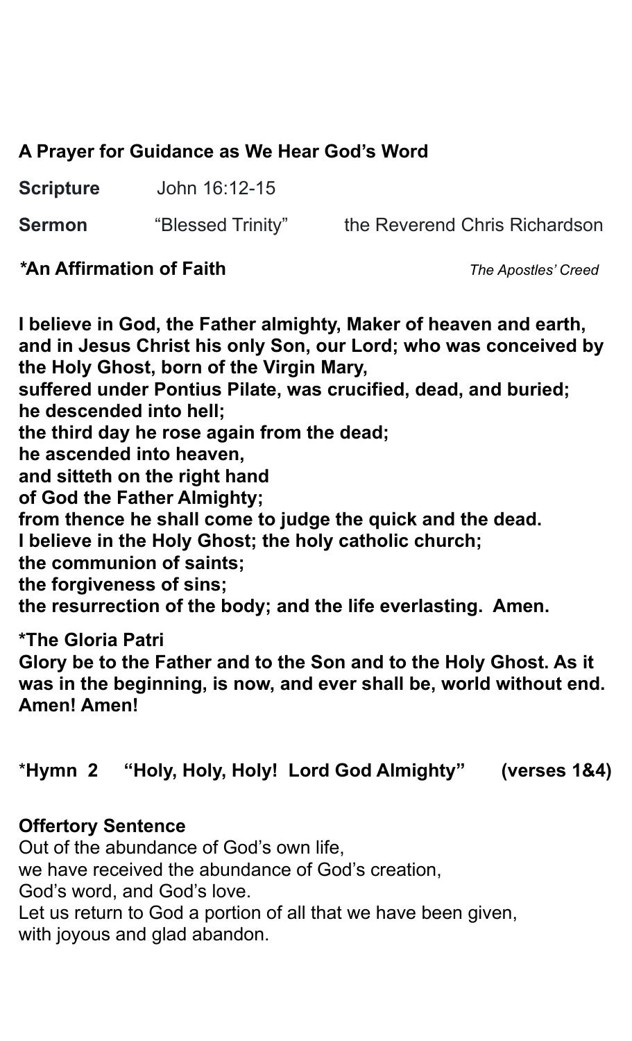**A Prayer for Guidance as We Hear God's Word**

**Scripture** John 16:12-15

**Sermon** "Blessed Trinity" the Reverend Chris Richardson

***An Affirmation of Faith** *The Apostles' Creed*

**I believe in God, the Father almighty, Maker of heaven and earth, and in Jesus Christ his only Son, our Lord; who was conceived by the Holy Ghost, born of the Virgin Mary,**
**suffered under Pontius Pilate, was crucified, dead, and buried;**
**he descended into hell;**
**the third day he rose again from the dead;**
**he ascended into heaven,**
**and sitteth on the right hand**
**of God the Father Almighty;**
**from thence he shall come to judge the quick and the dead.**
**I believe in the Holy Ghost; the holy catholic church;**
**the communion of saints;**
**the forgiveness of sins;**
**the resurrection of the body; and the life everlasting. Amen.**

***The Gloria Patri**
**Glory be to the Father and to the Son and to the Holy Ghost. As it was in the beginning, is now, and ever shall be, world without end. Amen! Amen!**

***Hymn 2 "Holy, Holy, Holy! Lord God Almighty" (verses 1&4)**

**Offertory Sentence**
Out of the abundance of God's own life,
we have received the abundance of God's creation,
God's word, and God's love.
Let us return to God a portion of all that we have been given,
with joyous and glad abandon.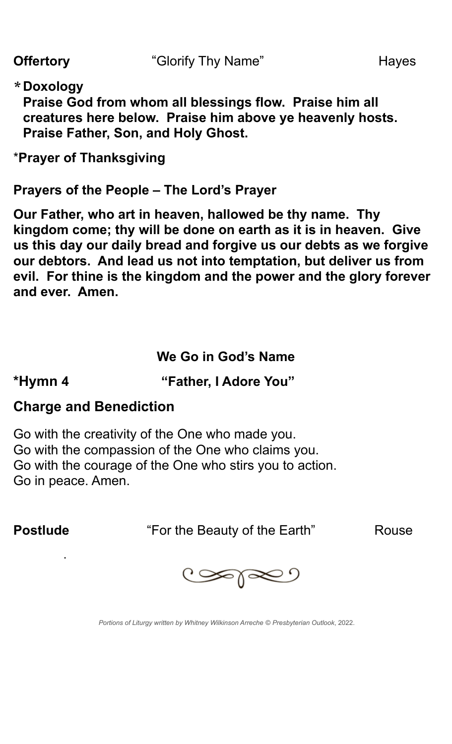**Offertory** "Glorify Thy Name" Hayes

**\* Doxology**
**Praise God from whom all blessings flow. Praise him all creatures here below. Praise him above ye heavenly hosts. Praise Father, Son, and Holy Ghost.**

\***Prayer of Thanksgiving**

**Prayers of the People – The Lord's Prayer**

**Our Father, who art in heaven, hallowed be thy name. Thy kingdom come; thy will be done on earth as it is in heaven. Give us this day our daily bread and forgive us our debts as we forgive our debtors. And lead us not into temptation, but deliver us from evil. For thine is the kingdom and the power and the glory forever and ever. Amen.**

## We Go in God's Name

**\*Hymn 4** **"Father, I Adore You"**

### Charge and Benediction

Go with the creativity of the One who made you.
Go with the compassion of the One who claims you.
Go with the courage of the One who stirs you to action.
Go in peace. Amen.

**Postlude** "For the Beauty of the Earth" Rouse

*Portions of Liturgy written by Whitney Wilkinson Arreche © Presbyterian Outlook*, 2022.